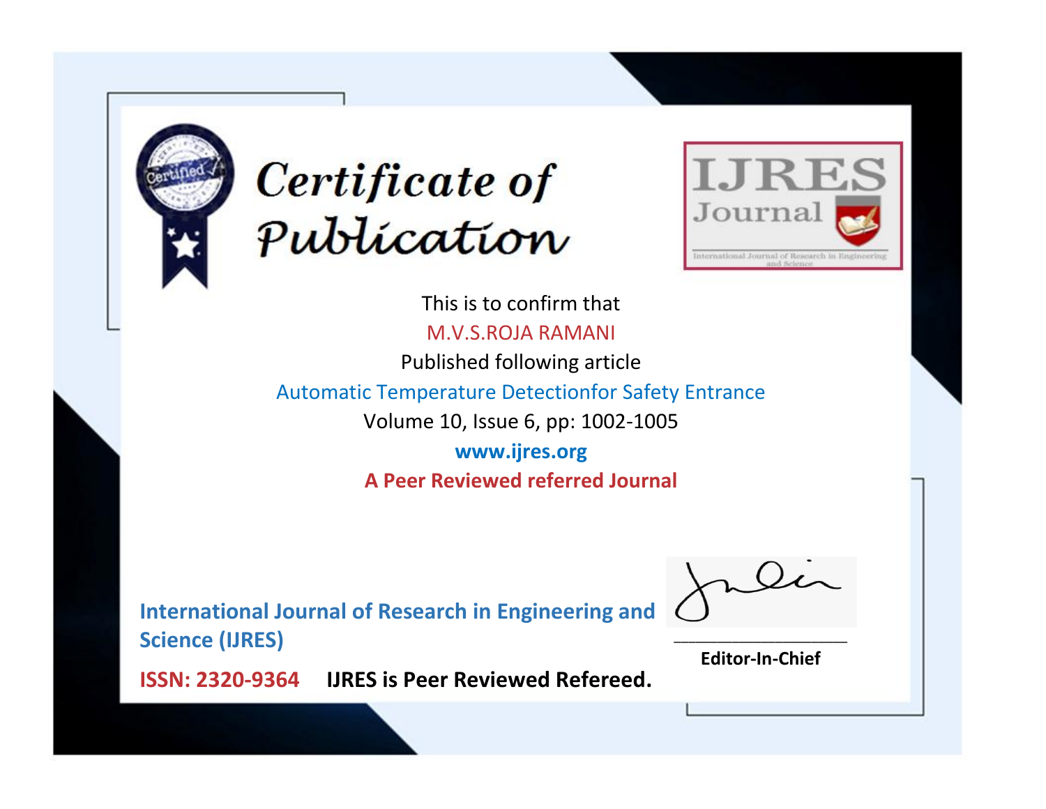# Certificate of Publication

IJRES Journal

International Journal of Research in Engineering and Science

This is to confirm that

M.V.S.ROJA RAMANI

Published following article

Automatic Temperature Detectionfor Safety Entrance

Volume 10, Issue 6, pp: 1002-1005

**www.ijres.org**

**A Peer Reviewed referred Journal**

**International Journal of Research in Engineering and Science (IJRES)**

**ISSN: 2320-9364** **IJRES is Peer Reviewed Refereed.**

**Editor-In-Chief**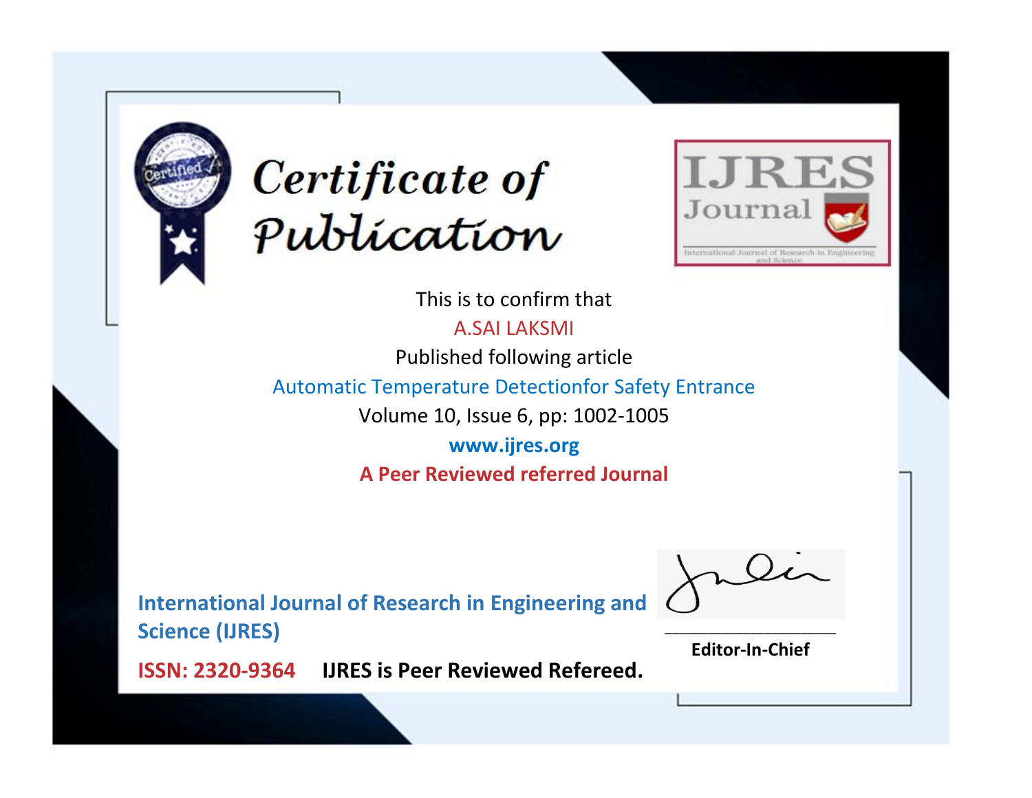# Certificate of Publication

**IJRES Journal**

International Journal of Research in Engineering and Science

This is to confirm that

A.SAI LAKSMI

Published following article

Automatic Temperature Detectionfor Safety Entrance

Volume 10, Issue 6, pp: 1002-1005

**www.ijres.org**

**A Peer Reviewed referred Journal**

**International Journal of Research in Engineering and Science (IJRES)**

**ISSN: 2320-9364** **IJRES is Peer Reviewed Refereed.**

**Editor-In-Chief**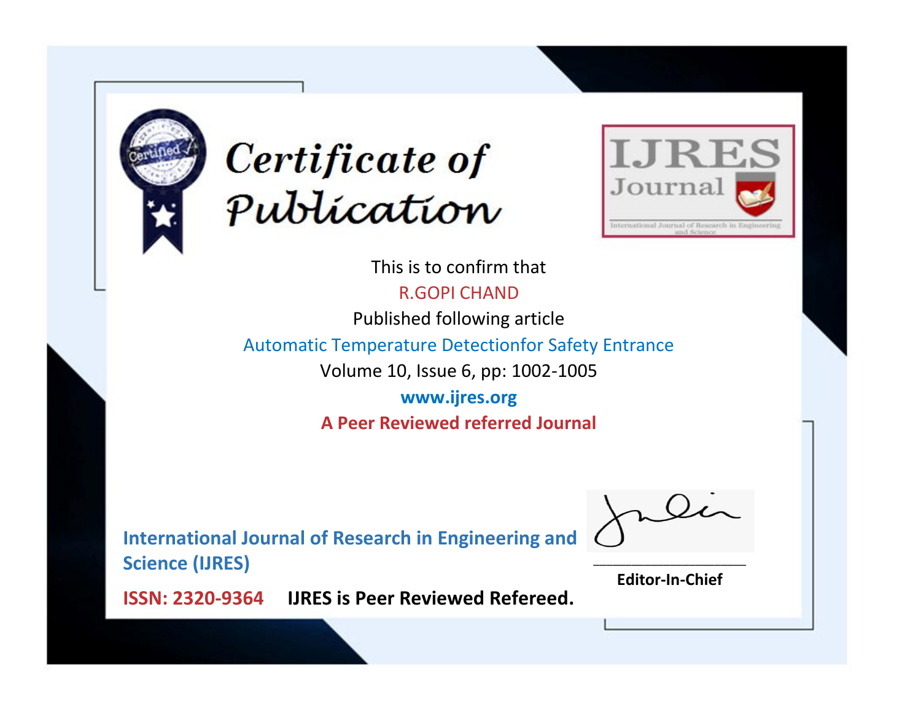# Certificate of Publication

**IJRES Journal**

International Journal of Research in Engineering and Science

This is to confirm that

R.GOPI CHAND

Published following article

Automatic Temperature Detectionfor Safety Entrance

Volume 10, Issue 6, pp: 1002-1005

**www.ijres.org**

**A Peer Reviewed referred Journal**

**International Journal of Research in Engineering and Science (IJRES)**

**ISSN: 2320-9364** **IJRES is Peer Reviewed Refereed.**

**Editor-In-Chief**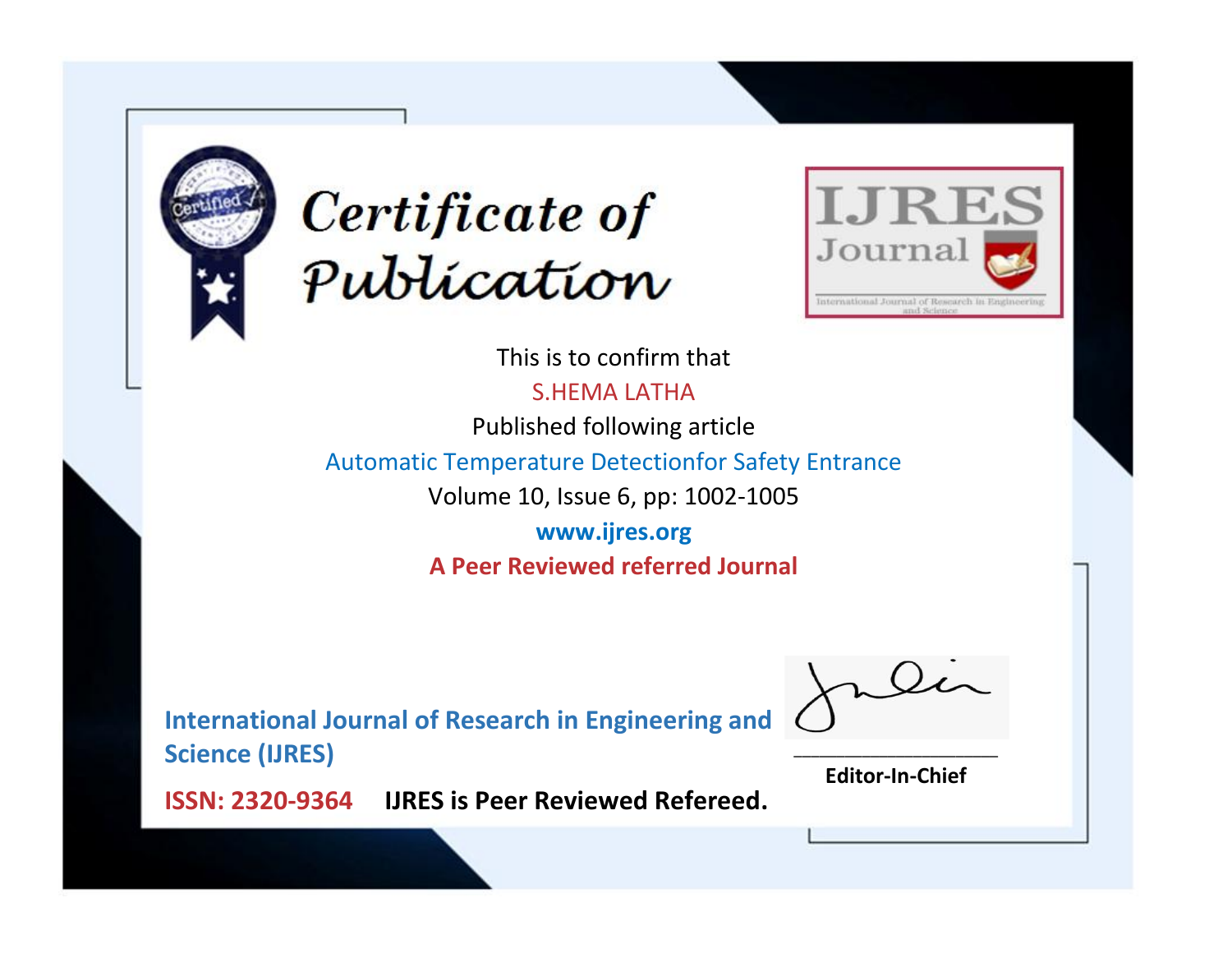# Certificate of Publication

IJRES Journal

International Journal of Research in Engineering and Science

This is to confirm that

S.HEMA LATHA

Published following article

Automatic Temperature Detectionfor Safety Entrance

Volume 10, Issue 6, pp: 1002-1005

**www.ijres.org**

**A Peer Reviewed referred Journal**

**International Journal of Research in Engineering and Science (IJRES)**

**ISSN: 2320-9364** **IJRES is Peer Reviewed Refereed.**

**Editor-In-Chief**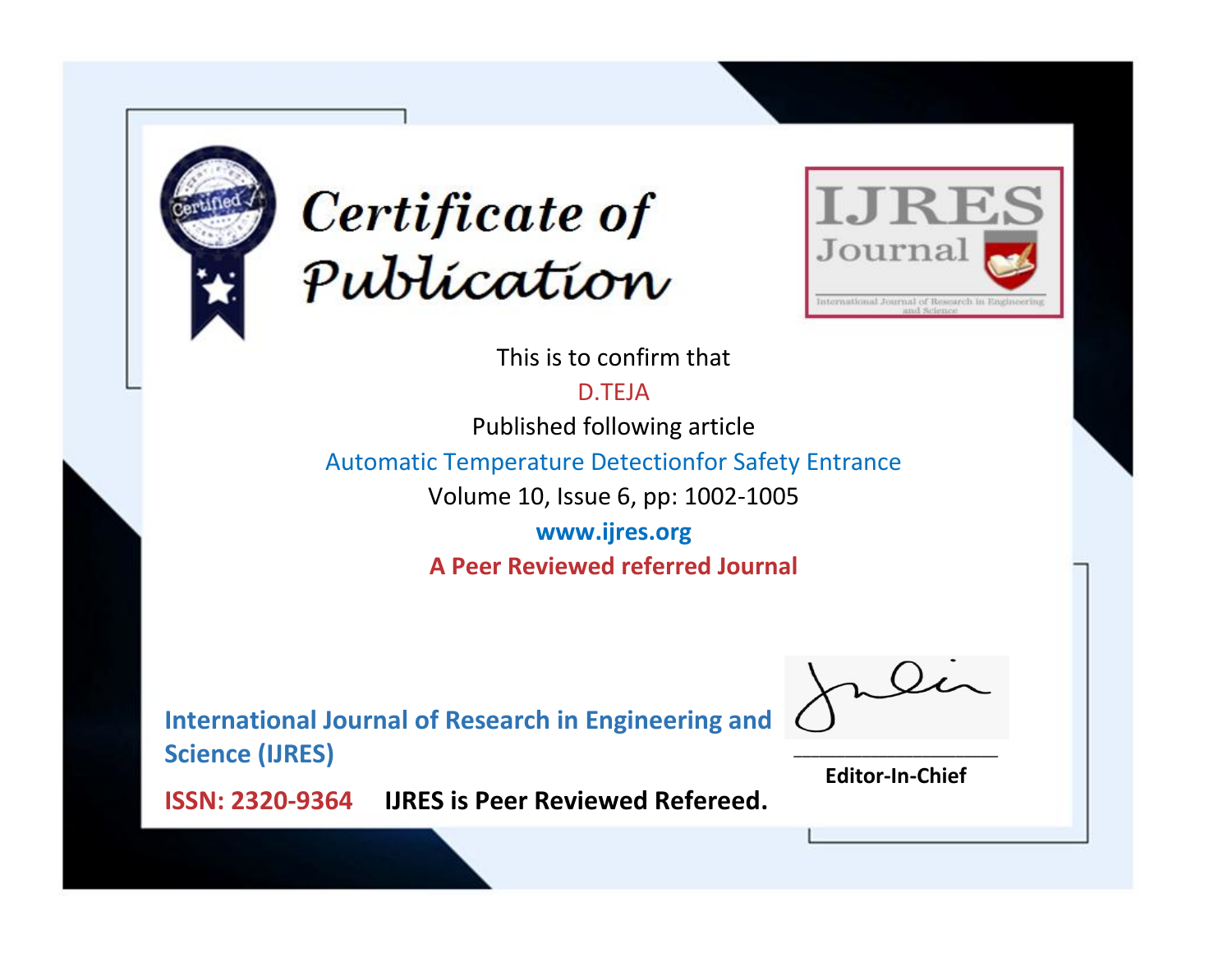# Certificate of Publication

IJRES Journal

International Journal of Research in Engineering and Science

This is to confirm that

D.TEJA

Published following article

Automatic Temperature Detectionfor Safety Entrance

Volume 10, Issue 6, pp: 1002-1005

**www.ijres.org**

**A Peer Reviewed referred Journal**

**International Journal of Research in Engineering and Science (IJRES)**

**ISSN: 2320-9364** **IJRES is Peer Reviewed Refereed.**

**Editor-In-Chief**